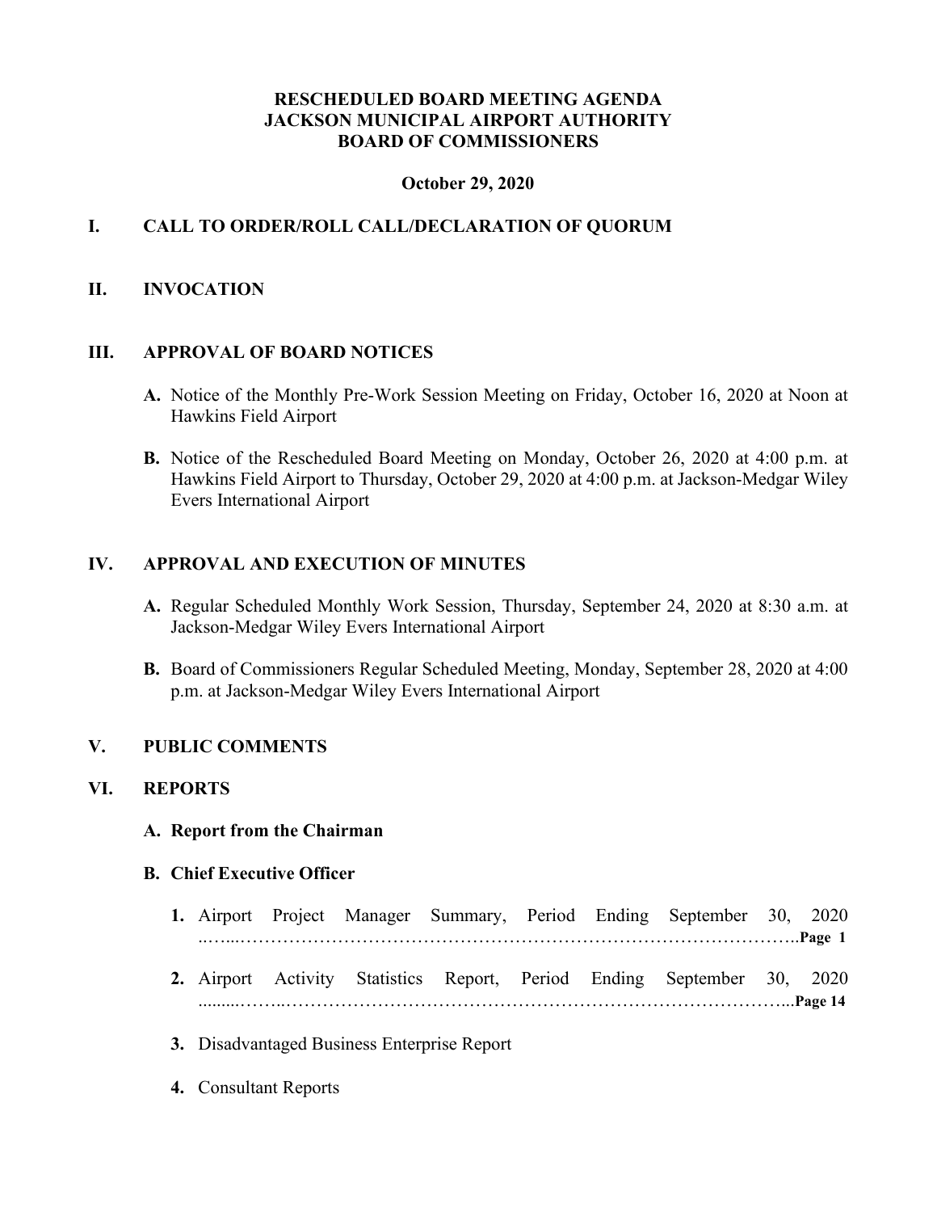# RESCHEDULED BOARD MEETING AGENDA
# JACKSON MUNICIPAL AIRPORT AUTHORITY
# BOARD OF COMMISSIONERS

**October 29, 2020**

## I. CALL TO ORDER/ROLL CALL/DECLARATION OF QUORUM

## II. INVOCATION

## III. APPROVAL OF BOARD NOTICES

**A.** Notice of the Monthly Pre-Work Session Meeting on Friday, October 16, 2020 at Noon at Hawkins Field Airport

**B.** Notice of the Rescheduled Board Meeting on Monday, October 26, 2020 at 4:00 p.m. at Hawkins Field Airport to Thursday, October 29, 2020 at 4:00 p.m. at Jackson-Medgar Wiley Evers International Airport

## IV. APPROVAL AND EXECUTION OF MINUTES

**A.** Regular Scheduled Monthly Work Session, Thursday, September 24, 2020 at 8:30 a.m. at Jackson-Medgar Wiley Evers International Airport

**B.** Board of Commissioners Regular Scheduled Meeting, Monday, September 28, 2020 at 4:00 p.m. at Jackson-Medgar Wiley Evers International Airport

## V. PUBLIC COMMENTS

## VI. REPORTS

### A. Report from the Chairman

### B. Chief Executive Officer

1. Airport Project Manager Summary, Period Ending September 30, 2020 ……………………………………………………………………………………..**Page 1**

2. Airport Activity Statistics Report, Period Ending September 30, 2020 ………………………………………………………………………………...**Page 14**

3. Disadvantaged Business Enterprise Report

4. Consultant Reports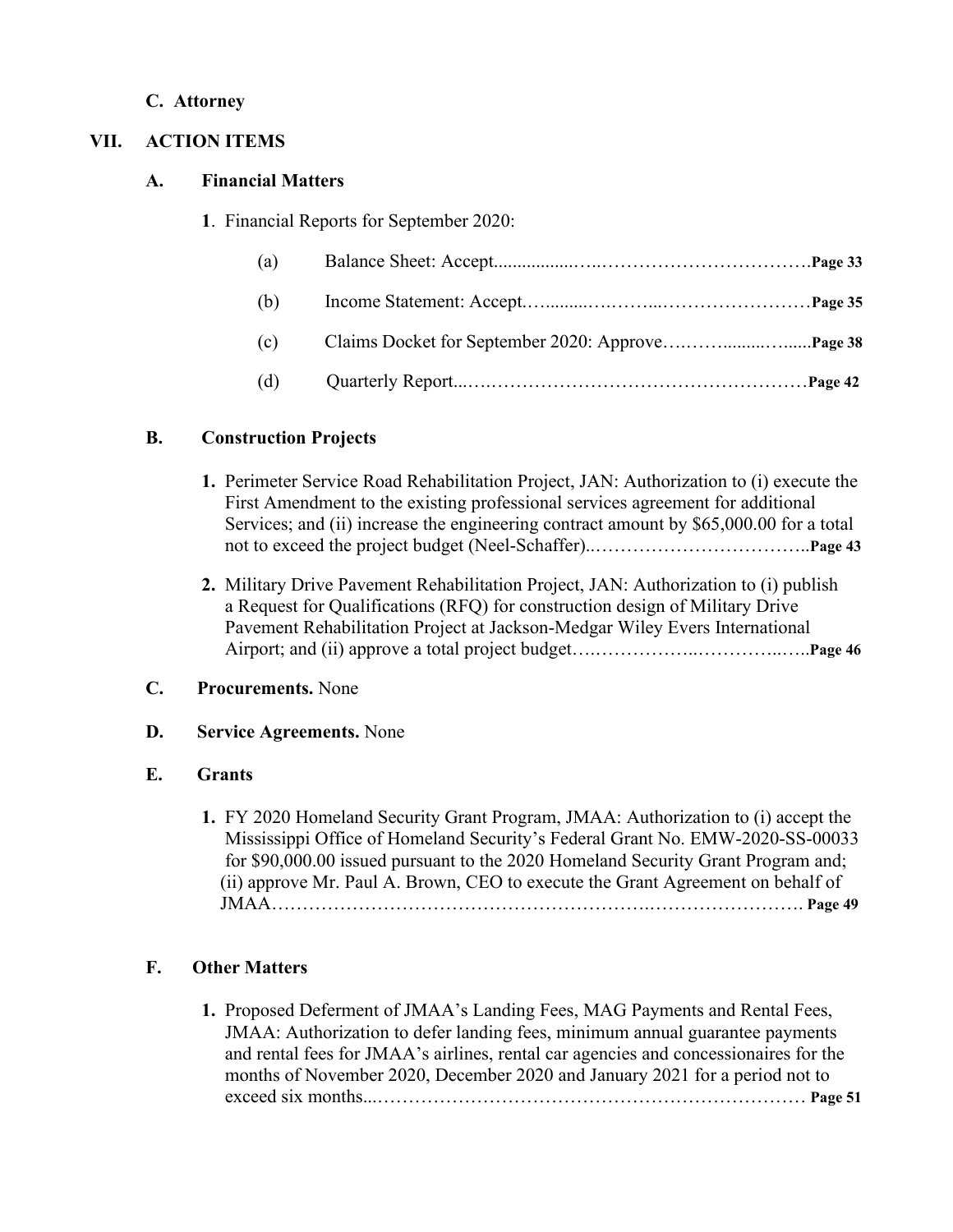**C. Attorney**

## VII. ACTION ITEMS

### A. Financial Matters

**1**. Financial Reports for September 2020:

(a) Balance Sheet: Accept……………………………………………**Page 33**

(b) Income Statement: Accept……………………………………………**Page 35**

(c) Claims Docket for September 2020: Approve…………………**Page 38**

(d) Quarterly Report……………………………………………………**Page 42**

### B. Construction Projects

1. Perimeter Service Road Rehabilitation Project, JAN: Authorization to (i) execute the First Amendment to the existing professional services agreement for additional Services; and (ii) increase the engineering contract amount by $65,000.00 for a total not to exceed the project budget (Neel-Schaffer)………………………………**Page 43**

2. Military Drive Pavement Rehabilitation Project, JAN: Authorization to (i) publish a Request for Qualifications (RFQ) for construction design of Military Drive Pavement Rehabilitation Project at Jackson-Medgar Wiley Evers International Airport; and (ii) approve a total project budget…………………………………**Page 46**

### C. Procurements. None

### D. Service Agreements. None

### E. Grants

1. FY 2020 Homeland Security Grant Program, JMAA: Authorization to (i) accept the Mississippi Office of Homeland Security's Federal Grant No. EMW-2020-SS-00033 for $90,000.00 issued pursuant to the 2020 Homeland Security Grant Program and; (ii) approve Mr. Paul A. Brown, CEO to execute the Grant Agreement on behalf of JMAA……………………………………………………………………………**Page 49**

### F. Other Matters

1. Proposed Deferment of JMAA's Landing Fees, MAG Payments and Rental Fees, JMAA: Authorization to defer landing fees, minimum annual guarantee payments and rental fees for JMAA's airlines, rental car agencies and concessionaires for the months of November 2020, December 2020 and January 2021 for a period not to exceed six months………………………………………………………………… **Page 51**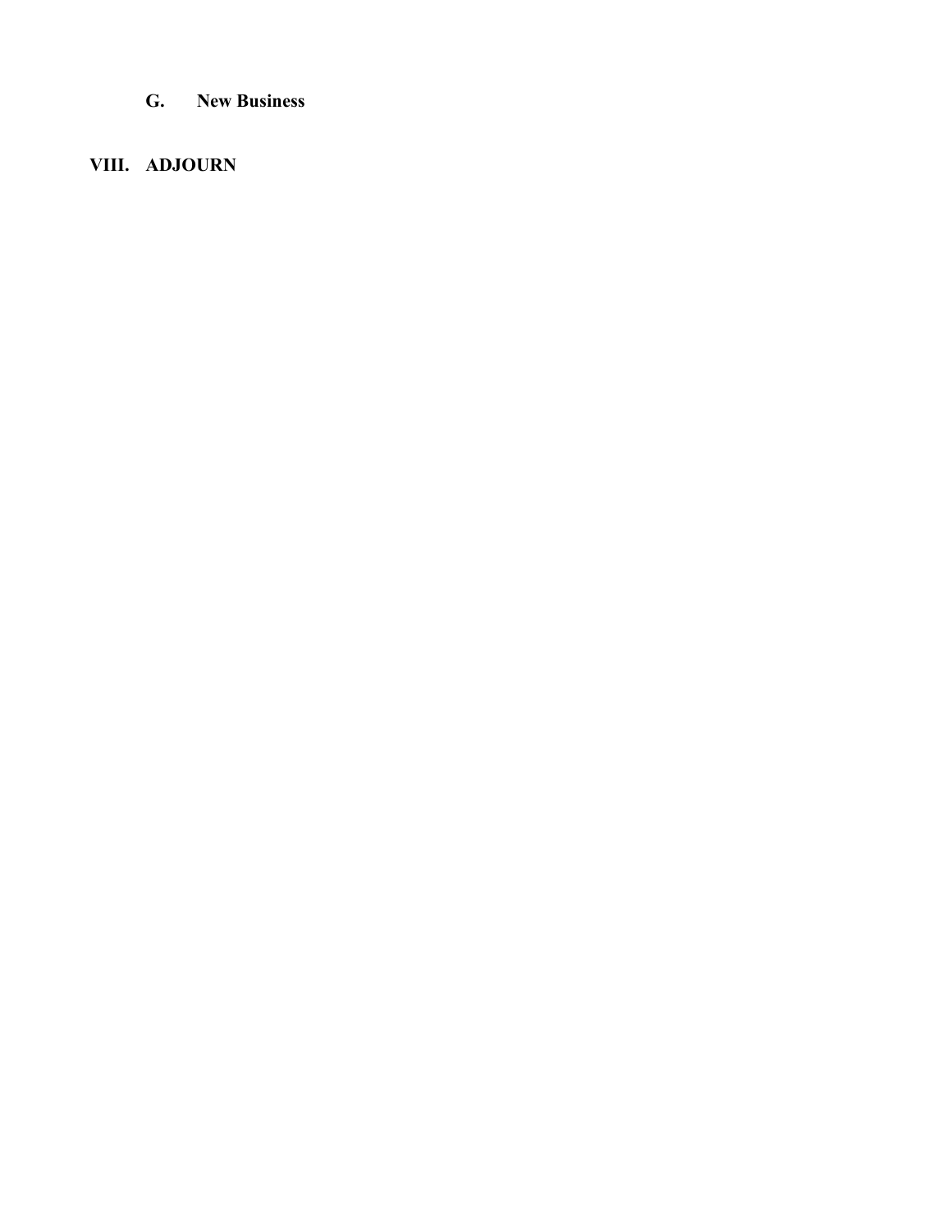### G. New Business

## VIII. ADJOURN